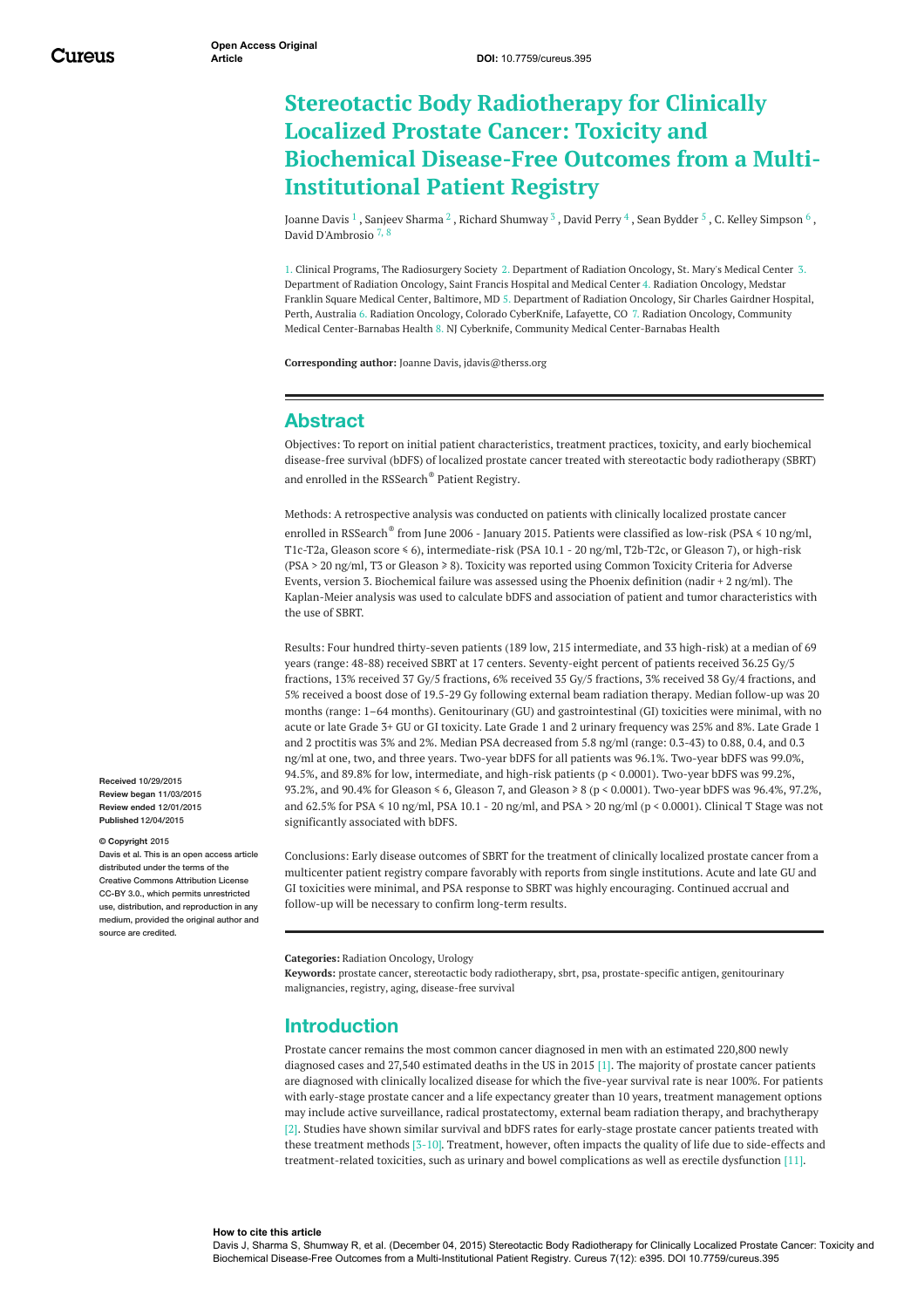# Stereotactic Body Radiotherapy for Clinically Localized Prostate Cancer: Toxicity and Biochemical Disease-Free Outcomes from a Multi-Institutional Patient Registry

Joanne Davis [1] , Sanjeev Sharma [2] , Richard Shumway [3] , David Perry [4] , Sean Bydder [5] , C. Kelley Simpson [6] , David D'Ambrosio [7, 8]

1. Clinical Programs, The Radiosurgery Society 2. Department of Radiation Oncology, St. Mary's Medical Center 3. Department of Radiation Oncology, Saint Francis Hospital and Medical Center 4. Radiation Oncology, Medstar Franklin Square Medical Center, Baltimore, MD 5. Department of Radiation Oncology, Sir Charles Gairdner Hospital, Perth, Australia 6. Radiation Oncology, Colorado CyberKnife, Lafayette, CO 7. Radiation Oncology, Community Medical Center-Barnabas Health 8. NJ Cyberknife, Community Medical Center-Barnabas Health

**Corresponding author:** Joanne Davis, jdavis@therss.org

## Abstract

Objectives: To report on initial patient characteristics, treatment practices, toxicity, and early biochemical disease-free survival (bDFS) of localized prostate cancer treated with stereotactic body radiotherapy (SBRT) and enrolled in the RSSearch® Patient Registry.

Methods: A retrospective analysis was conducted on patients with clinically localized prostate cancer enrolled in RSSearch® from June 2006 - January 2015. Patients were classified as low-risk (PSA ≤ 10 ng/ml, T1c-T2a, Gleason score ≤ 6), intermediate-risk (PSA 10.1 - 20 ng/ml, T2b-T2c, or Gleason 7), or high-risk (PSA > 20 ng/ml, T3 or Gleason ≥ 8). Toxicity was reported using Common Toxicity Criteria for Adverse Events, version 3. Biochemical failure was assessed using the Phoenix definition (nadir + 2 ng/ml). The Kaplan-Meier analysis was used to calculate bDFS and association of patient and tumor characteristics with the use of SBRT.

Results: Four hundred thirty-seven patients (189 low, 215 intermediate, and 33 high-risk) at a median of 69 years (range: 48-88) received SBRT at 17 centers. Seventy-eight percent of patients received 36.25 Gy/5 fractions, 13% received 37 Gy/5 fractions, 6% received 35 Gy/5 fractions, 3% received 38 Gy/4 fractions, and 5% received a boost dose of 19.5-29 Gy following external beam radiation therapy. Median follow-up was 20 months (range: 1–64 months). Genitourinary (GU) and gastrointestinal (GI) toxicities were minimal, with no acute or late Grade 3+ GU or GI toxicity. Late Grade 1 and 2 urinary frequency was 25% and 8%. Late Grade 1 and 2 proctitis was 3% and 2%. Median PSA decreased from 5.8 ng/ml (range: 0.3-43) to 0.88, 0.4, and 0.3 ng/ml at one, two, and three years. Two-year bDFS for all patients was 96.1%. Two-year bDFS was 99.0%, 94.5%, and 89.8% for low, intermediate, and high-risk patients ($p < 0.0001$). Two-year bDFS was 99.2%, 93.2%, and 90.4% for Gleason ≤ 6, Gleason 7, and Gleason ≥ 8 ($p < 0.0001$). Two-year bDFS was 96.4%, 97.2%, and 62.5% for PSA ≤ 10 ng/ml, PSA 10.1 - 20 ng/ml, and PSA > 20 ng/ml ($p < 0.0001$). Clinical T Stage was not significantly associated with bDFS.

Conclusions: Early disease outcomes of SBRT for the treatment of clinically localized prostate cancer from a multicenter patient registry compare favorably with reports from single institutions. Acute and late GU and GI toxicities were minimal, and PSA response to SBRT was highly encouraging. Continued accrual and follow-up will be necessary to confirm long-term results.

**Received** 10/29/2015
**Review began** 11/03/2015
**Review ended** 12/01/2015
**Published** 12/04/2015

**© Copyright** 2015
Davis et al. This is an open access article distributed under the terms of the Creative Commons Attribution License CC-BY 3.0., which permits unrestricted use, distribution, and reproduction in any medium, provided the original author and source are credited.

**Categories:** Radiation Oncology, Urology
**Keywords:** prostate cancer, stereotactic body radiotherapy, sbrt, psa, prostate-specific antigen, genitourinary malignancies, registry, aging, disease-free survival

## Introduction

Prostate cancer remains the most common cancer diagnosed in men with an estimated 220,800 newly diagnosed cases and 27,540 estimated deaths in the US in 2015 [1]. The majority of prostate cancer patients are diagnosed with clinically localized disease for which the five-year survival rate is near 100%. For patients with early-stage prostate cancer and a life expectancy greater than 10 years, treatment management options may include active surveillance, radical prostatectomy, external beam radiation therapy, and brachytherapy [2]. Studies have shown similar survival and bDFS rates for early-stage prostate cancer patients treated with these treatment methods [3-10]. Treatment, however, often impacts the quality of life due to side-effects and treatment-related toxicities, such as urinary and bowel complications as well as erectile dysfunction [11].

**How to cite this article**
Davis J, Sharma S, Shumway R, et al. (December 04, 2015) Stereotactic Body Radiotherapy for Clinically Localized Prostate Cancer: Toxicity and Biochemical Disease-Free Outcomes from a Multi-Institutional Patient Registry. Cureus 7(12): e395. DOI 10.7759/cureus.395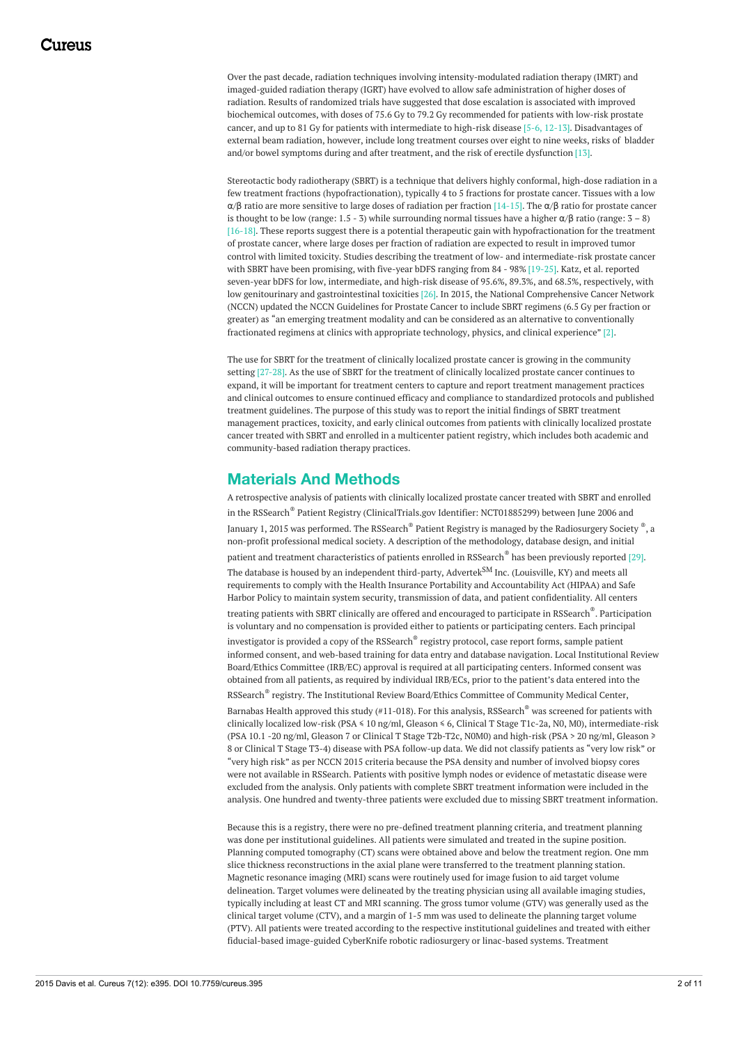Over the past decade, radiation techniques involving intensity-modulated radiation therapy (IMRT) and imaged-guided radiation therapy (IGRT) have evolved to allow safe administration of higher doses of radiation. Results of randomized trials have suggested that dose escalation is associated with improved biochemical outcomes, with doses of 75.6 Gy to 79.2 Gy recommended for patients with low-risk prostate cancer, and up to 81 Gy for patients with intermediate to high-risk disease [5-6, 12-13]. Disadvantages of external beam radiation, however, include long treatment courses over eight to nine weeks, risks of bladder and/or bowel symptoms during and after treatment, and the risk of erectile dysfunction [13].

Stereotactic body radiotherapy (SBRT) is a technique that delivers highly conformal, high-dose radiation in a few treatment fractions (hypofractionation), typically 4 to 5 fractions for prostate cancer. Tissues with a low $\alpha/\beta$ ratio are more sensitive to large doses of radiation per fraction [14-15]. The $\alpha/\beta$ ratio for prostate cancer is thought to be low (range: 1.5 - 3) while surrounding normal tissues have a higher $\alpha/\beta$ ratio (range: 3 – 8) [16-18]. These reports suggest there is a potential therapeutic gain with hypofractionation for the treatment of prostate cancer, where large doses per fraction of radiation are expected to result in improved tumor control with limited toxicity. Studies describing the treatment of low- and intermediate-risk prostate cancer with SBRT have been promising, with five-year bDFS ranging from 84 - 98% [19-25]. Katz, et al. reported seven-year bDFS for low, intermediate, and high-risk disease of 95.6%, 89.3%, and 68.5%, respectively, with low genitourinary and gastrointestinal toxicities [26]. In 2015, the National Comprehensive Cancer Network (NCCN) updated the NCCN Guidelines for Prostate Cancer to include SBRT regimens (6.5 Gy per fraction or greater) as "an emerging treatment modality and can be considered as an alternative to conventionally fractionated regimens at clinics with appropriate technology, physics, and clinical experience" [2].

The use for SBRT for the treatment of clinically localized prostate cancer is growing in the community setting [27-28]. As the use of SBRT for the treatment of clinically localized prostate cancer continues to expand, it will be important for treatment centers to capture and report treatment management practices and clinical outcomes to ensure continued efficacy and compliance to standardized protocols and published treatment guidelines. The purpose of this study was to report the initial findings of SBRT treatment management practices, toxicity, and early clinical outcomes from patients with clinically localized prostate cancer treated with SBRT and enrolled in a multicenter patient registry, which includes both academic and community-based radiation therapy practices.

## Materials And Methods

A retrospective analysis of patients with clinically localized prostate cancer treated with SBRT and enrolled in the RSSearch® Patient Registry (ClinicalTrials.gov Identifier: NCT01885299) between June 2006 and January 1, 2015 was performed. The RSSearch® Patient Registry is managed by the Radiosurgery Society ®, a non-profit professional medical society. A description of the methodology, database design, and initial patient and treatment characteristics of patients enrolled in RSSearch® has been previously reported [29]. The database is housed by an independent third-party, Advertek℠ Inc. (Louisville, KY) and meets all requirements to comply with the Health Insurance Portability and Accountability Act (HIPAA) and Safe Harbor Policy to maintain system security, transmission of data, and patient confidentiality. All centers treating patients with SBRT clinically are offered and encouraged to participate in RSSearch®. Participation is voluntary and no compensation is provided either to patients or participating centers. Each principal investigator is provided a copy of the RSSearch® registry protocol, case report forms, sample patient informed consent, and web-based training for data entry and database navigation. Local Institutional Review Board/Ethics Committee (IRB/EC) approval is required at all participating centers. Informed consent was obtained from all patients, as required by individual IRB/ECs, prior to the patient's data entered into the RSSearch® registry. The Institutional Review Board/Ethics Committee of Community Medical Center, Barnabas Health approved this study (#11-018). For this analysis, RSSearch® was screened for patients with clinically localized low-risk (PSA ≤ 10 ng/ml, Gleason ≤ 6, Clinical T Stage T1c-2a, N0, M0), intermediate-risk (PSA 10.1 -20 ng/ml, Gleason 7 or Clinical T Stage T2b-T2c, N0M0) and high-risk (PSA > 20 ng/ml, Gleason ≥ 8 or Clinical T Stage T3-4) disease with PSA follow-up data. We did not classify patients as "very low risk" or "very high risk" as per NCCN 2015 criteria because the PSA density and number of involved biopsy cores were not available in RSSearch. Patients with positive lymph nodes or evidence of metastatic disease were excluded from the analysis. Only patients with complete SBRT treatment information were included in the analysis. One hundred and twenty-three patients were excluded due to missing SBRT treatment information.

Because this is a registry, there were no pre-defined treatment planning criteria, and treatment planning was done per institutional guidelines. All patients were simulated and treated in the supine position. Planning computed tomography (CT) scans were obtained above and below the treatment region. One mm slice thickness reconstructions in the axial plane were transferred to the treatment planning station. Magnetic resonance imaging (MRI) scans were routinely used for image fusion to aid target volume delineation. Target volumes were delineated by the treating physician using all available imaging studies, typically including at least CT and MRI scanning. The gross tumor volume (GTV) was generally used as the clinical target volume (CTV), and a margin of 1-5 mm was used to delineate the planning target volume (PTV). All patients were treated according to the respective institutional guidelines and treated with either fiducial-based image-guided CyberKnife robotic radiosurgery or linac-based systems. Treatment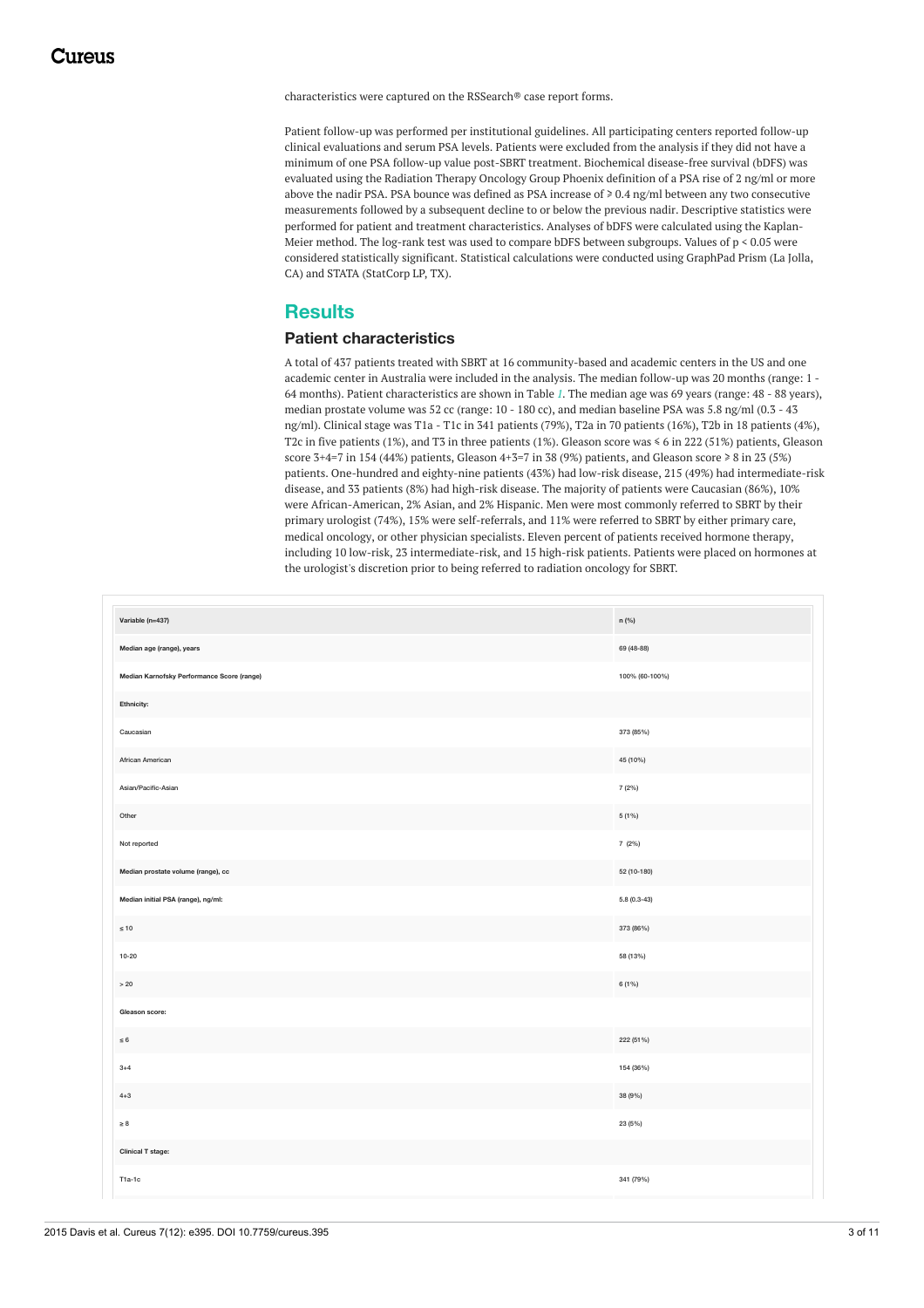characteristics were captured on the RSSearch® case report forms.

Patient follow-up was performed per institutional guidelines. All participating centers reported follow-up clinical evaluations and serum PSA levels. Patients were excluded from the analysis if they did not have a minimum of one PSA follow-up value post-SBRT treatment. Biochemical disease-free survival (bDFS) was evaluated using the Radiation Therapy Oncology Group Phoenix definition of a PSA rise of 2 ng/ml or more above the nadir PSA. PSA bounce was defined as PSA increase of ≥ 0.4 ng/ml between any two consecutive measurements followed by a subsequent decline to or below the previous nadir. Descriptive statistics were performed for patient and treatment characteristics. Analyses of bDFS were calculated using the Kaplan-Meier method. The log-rank test was used to compare bDFS between subgroups. Values of $p < 0.05$ were considered statistically significant. Statistical calculations were conducted using GraphPad Prism (La Jolla, CA) and STATA (StatCorp LP, TX).

## Results

### Patient characteristics

A total of 437 patients treated with SBRT at 16 community-based and academic centers in the US and one academic center in Australia were included in the analysis. The median follow-up was 20 months (range: 1 - 64 months). Patient characteristics are shown in Table *1*. The median age was 69 years (range: 48 - 88 years), median prostate volume was 52 cc (range: 10 - 180 cc), and median baseline PSA was 5.8 ng/ml (0.3 - 43 ng/ml). Clinical stage was T1a - T1c in 341 patients (79%), T2a in 70 patients (16%), T2b in 18 patients (4%), T2c in five patients (1%), and T3 in three patients (1%). Gleason score was ≤ 6 in 222 (51%) patients, Gleason score 3+4=7 in 154 (44%) patients, Gleason 4+3=7 in 38 (9%) patients, and Gleason score ≥ 8 in 23 (5%) patients. One-hundred and eighty-nine patients (43%) had low-risk disease, 215 (49%) had intermediate-risk disease, and 33 patients (8%) had high-risk disease. The majority of patients were Caucasian (86%), 10% were African-American, 2% Asian, and 2% Hispanic. Men were most commonly referred to SBRT by their primary urologist (74%), 15% were self-referrals, and 11% were referred to SBRT by either primary care, medical oncology, or other physician specialists. Eleven percent of patients received hormone therapy, including 10 low-risk, 23 intermediate-risk, and 15 high-risk patients. Patients were placed on hormones at the urologist's discretion prior to being referred to radiation oncology for SBRT.

| Variable (n=437) | n (%) |
|---|---|
| **Median age (range), years** | 69 (48-88) |
| **Median Karnofsky Performance Score (range)** | 100% (60-100%) |
| **Ethnicity:** | |
| Caucasian | 373 (85%) |
| African American | 45 (10%) |
| Asian/Pacific-Asian | 7 (2%) |
| Other | 5 (1%) |
| Not reported | 7 (2%) |
| **Median prostate volume (range), cc** | 52 (10-180) |
| **Median initial PSA (range), ng/ml:** | 5.8 (0.3-43) |
| ≤ 10 | 373 (86%) |
| 10-20 | 58 (13%) |
| > 20 | 6 (1%) |
| **Gleason score:** | |
| ≤ 6 | 222 (51%) |
| 3+4 | 154 (36%) |
| 4+3 | 38 (9%) |
| ≥ 8 | 23 (5%) |
| **Clinical T stage:** | |
| T1a-1c | 341 (79%) |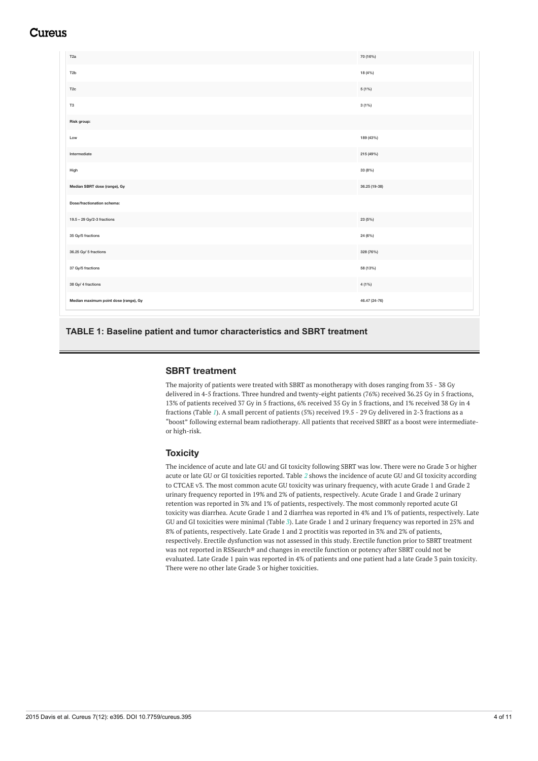| | |
|---|---|
| T2a | 70 (16%) |
| T2b | 18 (4%) |
| T2c | 5 (1%) |
| T3 | 3 (1%) |
| **Risk group:** | |
| Low | 189 (43%) |
| Intermediate | 215 (49%) |
| High | 33 (8%) |
| **Median SBRT dose (range), Gy** | 36.25 (19-38) |
| **Dose/fractionation schema:** | |
| 19.5 – 29 Gy/2-3 fractions | 23 (5%) |
| 35 Gy/5 fractions | 24 (6%) |
| 36.25 Gy/ 5 fractions | 328 (76%) |
| 37 Gy/5 fractions | 58 (13%) |
| 38 Gy/ 4 fractions | 4 (1%) |
| **Median maximum point dose (range), Gy** | 46.47 (24-76) |

**TABLE 1: Baseline patient and tumor characteristics and SBRT treatment**

### SBRT treatment

The majority of patients were treated with SBRT as monotherapy with doses ranging from 35 - 38 Gy delivered in 4-5 fractions. Three hundred and twenty-eight patients (76%) received 36.25 Gy in 5 fractions, 13% of patients received 37 Gy in 5 fractions, 6% received 35 Gy in 5 fractions, and 1% received 38 Gy in 4 fractions (Table 1). A small percent of patients (5%) received 19.5 - 29 Gy delivered in 2-3 fractions as a "boost" following external beam radiotherapy. All patients that received SBRT as a boost were intermediate- or high-risk.

### Toxicity

The incidence of acute and late GU and GI toxicity following SBRT was low. There were no Grade 3 or higher acute or late GU or GI toxicities reported. Table 2 shows the incidence of acute GU and GI toxicity according to CTCAE v3. The most common acute GU toxicity was urinary frequency, with acute Grade 1 and Grade 2 urinary frequency reported in 19% and 2% of patients, respectively. Acute Grade 1 and Grade 2 urinary retention was reported in 3% and 1% of patients, respectively. The most commonly reported acute GI toxicity was diarrhea. Acute Grade 1 and 2 diarrhea was reported in 4% and 1% of patients, respectively. Late GU and GI toxicities were minimal (Table 3). Late Grade 1 and 2 urinary frequency was reported in 25% and 8% of patients, respectively. Late Grade 1 and 2 proctitis was reported in 3% and 2% of patients, respectively. Erectile dysfunction was not assessed in this study. Erectile function prior to SBRT treatment was not reported in RSSearch® and changes in erectile function or potency after SBRT could not be evaluated. Late Grade 1 pain was reported in 4% of patients and one patient had a late Grade 3 pain toxicity. There were no other late Grade 3 or higher toxicities.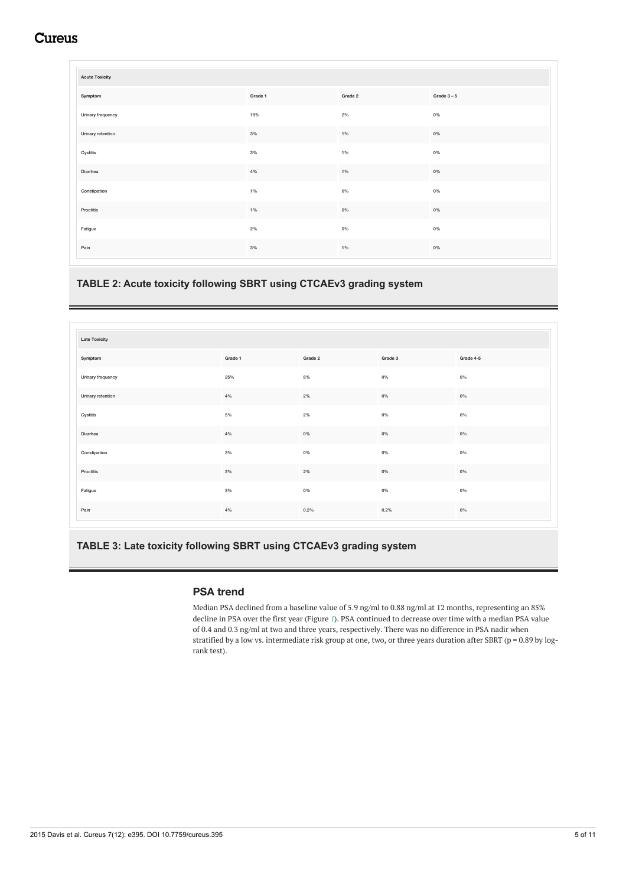| Acute Toxicity | | | |
|---|---|---|---|
| Symptom | Grade 1 | Grade 2 | Grade 3 – 5 |
| Urinary frequency | 19% | 2% | 0% |
| Urinary retention | 3% | 1% | 0% |
| Cystitis | 3% | 1% | 0% |
| Diarrhea | 4% | 1% | 0% |
| Constipation | 1% | 0% | 0% |
| Proctitis | 1% | 0% | 0% |
| Fatigue | 2% | 0% | 0% |
| Pain | 3% | 1% | 0% |

**TABLE 2: Acute toxicity following SBRT using CTCAEv3 grading system**

| Late Toxicity | | | | |
|---|---|---|---|---|
| Symptom | Grade 1 | Grade 2 | Grade 3 | Grade 4-5 |
| Urinary frequency | 25% | 8% | 0% | 0% |
| Urinary retention | 4% | 2% | 0% | 0% |
| Cystitis | 5% | 2% | 0% | 0% |
| Diarrhea | 4% | 0% | 0% | 0% |
| Constipation | 3% | 0% | 0% | 0% |
| Proctitis | 3% | 2% | 0% | 0% |
| Fatigue | 3% | 0% | 0% | 0% |
| Pain | 4% | 0.2% | 0.2% | 0% |

**TABLE 3: Late toxicity following SBRT using CTCAEv3 grading system**

### PSA trend

Median PSA declined from a baseline value of 5.9 ng/ml to 0.88 ng/ml at 12 months, representing an 85% decline in PSA over the first year (Figure 1). PSA continued to decrease over time with a median PSA value of 0.4 and 0.3 ng/ml at two and three years, respectively. There was no difference in PSA nadir when stratified by a low vs. intermediate risk group at one, two, or three years duration after SBRT ($p = 0.89$ by log-rank test).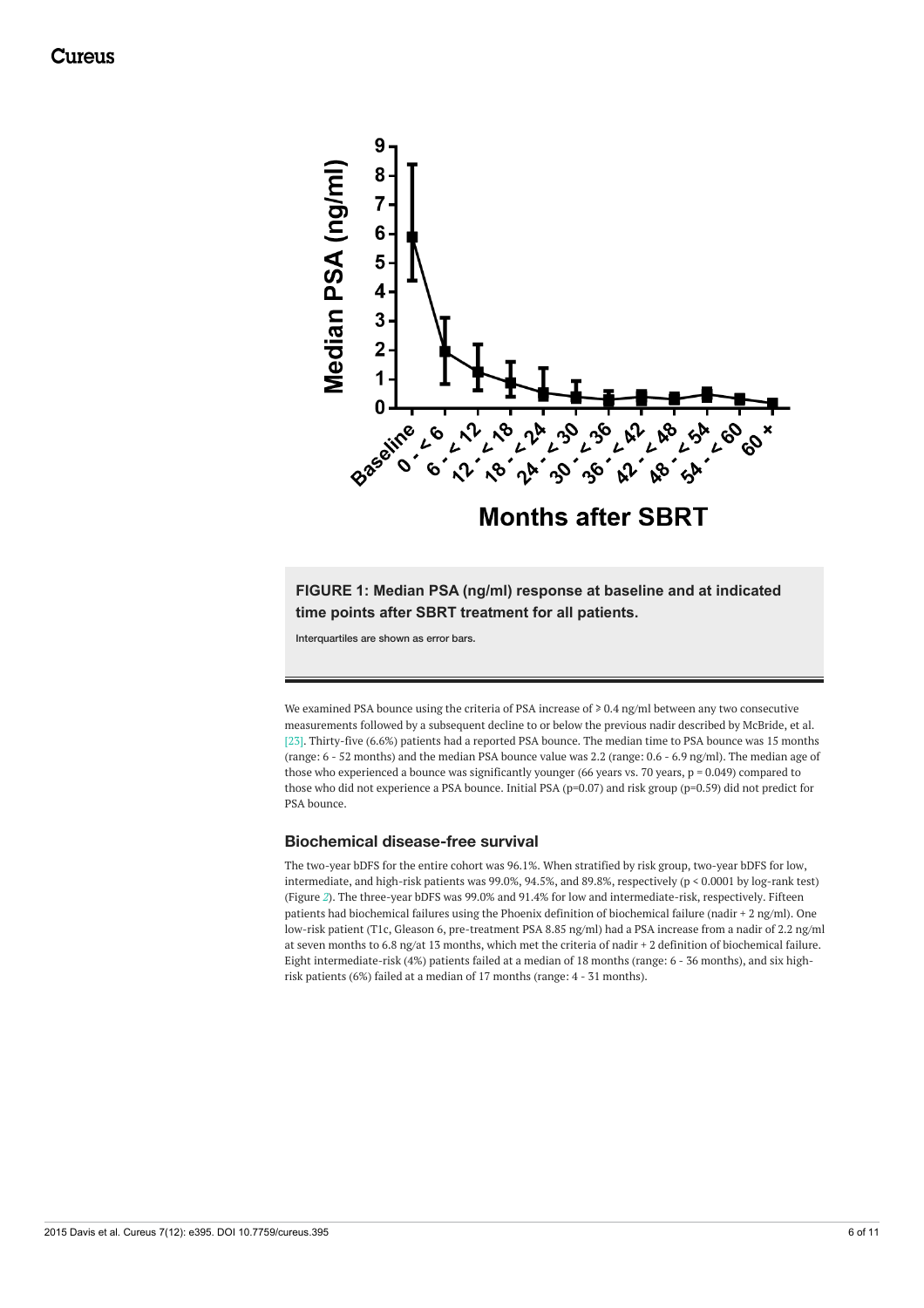**FIGURE 1: Median PSA (ng/ml) response at baseline and at indicated time points after SBRT treatment for all patients.**

Interquartiles are shown as error bars.

We examined PSA bounce using the criteria of PSA increase of ≥ 0.4 ng/ml between any two consecutive measurements followed by a subsequent decline to or below the previous nadir described by McBride, et al. [23]. Thirty-five (6.6%) patients had a reported PSA bounce. The median time to PSA bounce was 15 months (range: 6 - 52 months) and the median PSA bounce value was 2.2 (range: 0.6 - 6.9 ng/ml). The median age of those who experienced a bounce was significantly younger (66 years vs. 70 years, $p = 0.049$) compared to those who did not experience a PSA bounce. Initial PSA ($p=0.07$) and risk group ($p=0.59$) did not predict for PSA bounce.

### Biochemical disease-free survival

The two-year bDFS for the entire cohort was 96.1%. When stratified by risk group, two-year bDFS for low, intermediate, and high-risk patients was 99.0%, 94.5%, and 89.8%, respectively ($p < 0.0001$ by log-rank test) (Figure 2). The three-year bDFS was 99.0% and 91.4% for low and intermediate-risk, respectively. Fifteen patients had biochemical failures using the Phoenix definition of biochemical failure (nadir + 2 ng/ml). One low-risk patient (T1c, Gleason 6, pre-treatment PSA 8.85 ng/ml) had a PSA increase from a nadir of 2.2 ng/ml at seven months to 6.8 ng/at 13 months, which met the criteria of nadir + 2 definition of biochemical failure. Eight intermediate-risk (4%) patients failed at a median of 18 months (range: 6 - 36 months), and six high-risk patients (6%) failed at a median of 17 months (range: 4 - 31 months).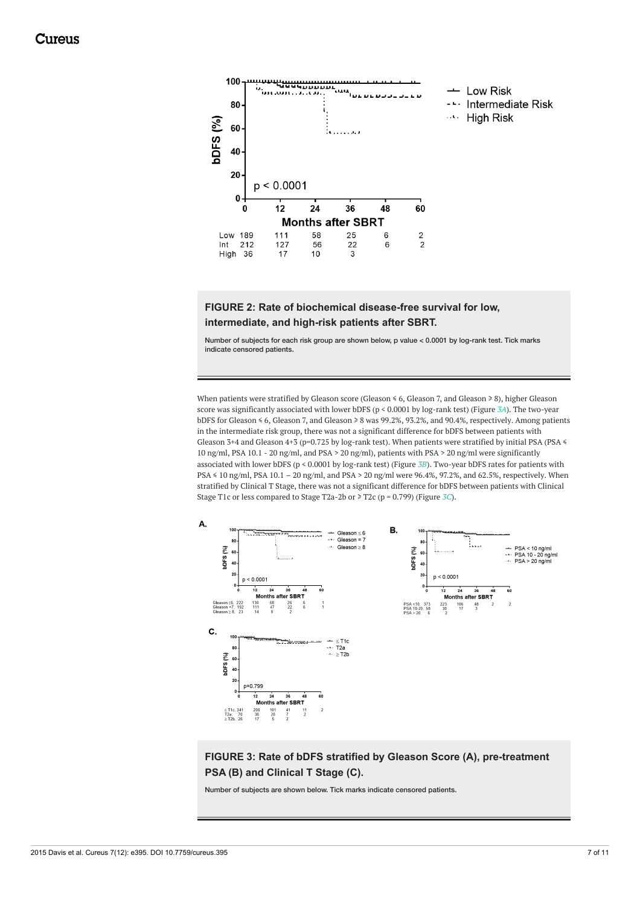FIGURE 2: Rate of biochemical disease-free survival for low, intermediate, and high-risk patients after SBRT.

Number of subjects for each risk group are shown below, p value < 0.0001 by log-rank test. Tick marks indicate censored patients.

When patients were stratified by Gleason score (Gleason ≤ 6, Gleason 7, and Gleason ≥ 8), higher Gleason score was significantly associated with lower bDFS (p < 0.0001 by log-rank test) (Figure 3A). The two-year bDFS for Gleason ≤ 6, Gleason 7, and Gleason ≥ 8 was 99.2%, 93.2%, and 90.4%, respectively. Among patients in the intermediate risk group, there was not a significant difference for bDFS between patients with Gleason 3+4 and Gleason 4+3 (p=0.725 by log-rank test). When patients were stratified by initial PSA (PSA ≤ 10 ng/ml, PSA 10.1 - 20 ng/ml, and PSA > 20 ng/ml), patients with PSA > 20 ng/ml were significantly associated with lower bDFS (p < 0.0001 by log-rank test) (Figure 3B). Two-year bDFS rates for patients with PSA ≤ 10 ng/ml, PSA 10.1 – 20 ng/ml, and PSA > 20 ng/ml were 96.4%, 97.2%, and 62.5%, respectively. When stratified by Clinical T Stage, there was not a significant difference for bDFS between patients with Clinical Stage T1c or less compared to Stage T2a-2b or ≥ T2c (p = 0.799) (Figure 3C).

FIGURE 3: Rate of bDFS stratified by Gleason Score (A), pre-treatment PSA (B) and Clinical T Stage (C).

Number of subjects are shown below. Tick marks indicate censored patients.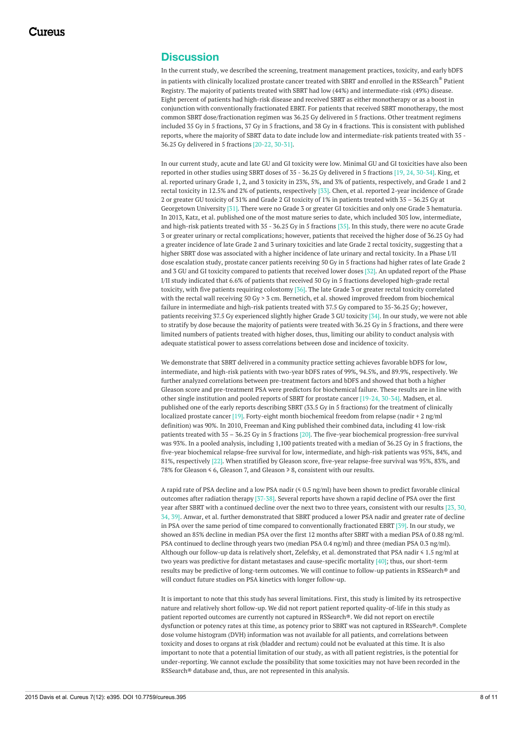## Discussion

In the current study, we described the screening, treatment management practices, toxicity, and early bDFS in patients with clinically localized prostate cancer treated with SBRT and enrolled in the RSSearch® Patient Registry. The majority of patients treated with SBRT had low (44%) and intermediate-risk (49%) disease. Eight percent of patients had high-risk disease and received SBRT as either monotherapy or as a boost in conjunction with conventionally fractionated EBRT. For patients that received SBRT monotherapy, the most common SBRT dose/fractionation regimen was 36.25 Gy delivered in 5 fractions. Other treatment regimens included 35 Gy in 5 fractions, 37 Gy in 5 fractions, and 38 Gy in 4 fractions. This is consistent with published reports, where the majority of SBRT data to date include low and intermediate-risk patients treated with 35 - 36.25 Gy delivered in 5 fractions [20-22, 30-31].

In our current study, acute and late GU and GI toxicity were low. Minimal GU and GI toxicities have also been reported in other studies using SBRT doses of 35 - 36.25 Gy delivered in 5 fractions [19, 24, 30-34]. King, et al. reported urinary Grade 1, 2, and 3 toxicity in 23%, 5%, and 3% of patients, respectively, and Grade 1 and 2 rectal toxicity in 12.5% and 2% of patients, respectively [33]. Chen, et al. reported 2-year incidence of Grade 2 or greater GU toxicity of 31% and Grade 2 GI toxicity of 1% in patients treated with 35 – 36.25 Gy at Georgetown University [31]. There were no Grade 3 or greater GI toxicities and only one Grade 3 hematuria. In 2013, Katz, et al. published one of the most mature series to date, which included 305 low, intermediate, and high-risk patients treated with 35 - 36.25 Gy in 5 fractions [35]. In this study, there were no acute Grade 3 or greater urinary or rectal complications; however, patients that received the higher dose of 36.25 Gy had a greater incidence of late Grade 2 and 3 urinary toxicities and late Grade 2 rectal toxicity, suggesting that a higher SBRT dose was associated with a higher incidence of late urinary and rectal toxicity. In a Phase I/II dose escalation study, prostate cancer patients receiving 50 Gy in 5 fractions had higher rates of late Grade 2 and 3 GU and GI toxicity compared to patients that received lower doses [32]. An updated report of the Phase I/II study indicated that 6.6% of patients that received 50 Gy in 5 fractions developed high-grade rectal toxicity, with five patients requiring colostomy [36]. The late Grade 3 or greater rectal toxicity correlated with the rectal wall receiving 50 Gy > 3 cm. Bernetich, et al. showed improved freedom from biochemical failure in intermediate and high-risk patients treated with 37.5 Gy compared to 35-36.25 Gy; however, patients receiving 37.5 Gy experienced slightly higher Grade 3 GU toxicity [34]. In our study, we were not able to stratify by dose because the majority of patients were treated with 36.25 Gy in 5 fractions, and there were limited numbers of patients treated with higher doses, thus, limiting our ability to conduct analysis with adequate statistical power to assess correlations between dose and incidence of toxicity.

We demonstrate that SBRT delivered in a community practice setting achieves favorable bDFS for low, intermediate, and high-risk patients with two-year bDFS rates of 99%, 94.5%, and 89.9%, respectively. We further analyzed correlations between pre-treatment factors and bDFS and showed that both a higher Gleason score and pre-treatment PSA were predictors for biochemical failure. These results are in line with other single institution and pooled reports of SBRT for prostate cancer [19-24, 30-34]. Madsen, et al. published one of the early reports describing SBRT (33.5 Gy in 5 fractions) for the treatment of clinically localized prostate cancer [19]. Forty-eight month biochemical freedom from relapse (nadir + 2 ng/ml definition) was 90%. In 2010, Freeman and King published their combined data, including 41 low-risk patients treated with 35 – 36.25 Gy in 5 fractions [20]. The five-year biochemical progression-free survival was 93%. In a pooled analysis, including 1,100 patients treated with a median of 36.25 Gy in 5 fractions, the five-year biochemical relapse-free survival for low, intermediate, and high-risk patients was 95%, 84%, and 81%, respectively [22]. When stratified by Gleason score, five-year relapse-free survival was 95%, 83%, and 78% for Gleason ≤ 6, Gleason 7, and Gleason ≥ 8, consistent with our results.

A rapid rate of PSA decline and a low PSA nadir (≤ 0.5 ng/ml) have been shown to predict favorable clinical outcomes after radiation therapy [37-38]. Several reports have shown a rapid decline of PSA over the first year after SBRT with a continued decline over the next two to three years, consistent with our results [23, 30, 34, 39]. Anwar, et al. further demonstrated that SBRT produced a lower PSA nadir and greater rate of decline in PSA over the same period of time compared to conventionally fractionated EBRT [39]. In our study, we showed an 85% decline in median PSA over the first 12 months after SBRT with a median PSA of 0.88 ng/ml. PSA continued to decline through years two (median PSA 0.4 ng/ml) and three (median PSA 0.3 ng/ml). Although our follow-up data is relatively short, Zelefsky, et al. demonstrated that PSA nadir ≤ 1.5 ng/ml at two years was predictive for distant metastases and cause-specific mortality [40]; thus, our short-term results may be predictive of long-term outcomes. We will continue to follow-up patients in RSSearch® and will conduct future studies on PSA kinetics with longer follow-up.

It is important to note that this study has several limitations. First, this study is limited by its retrospective nature and relatively short follow-up. We did not report patient reported quality-of-life in this study as patient reported outcomes are currently not captured in RSSearch®. We did not report on erectile dysfunction or potency rates at this time, as potency prior to SBRT was not captured in RSSearch®. Complete dose volume histogram (DVH) information was not available for all patients, and correlations between toxicity and doses to organs at risk (bladder and rectum) could not be evaluated at this time. It is also important to note that a potential limitation of our study, as with all patient registries, is the potential for under-reporting. We cannot exclude the possibility that some toxicities may not have been recorded in the RSSearch® database and, thus, are not represented in this analysis.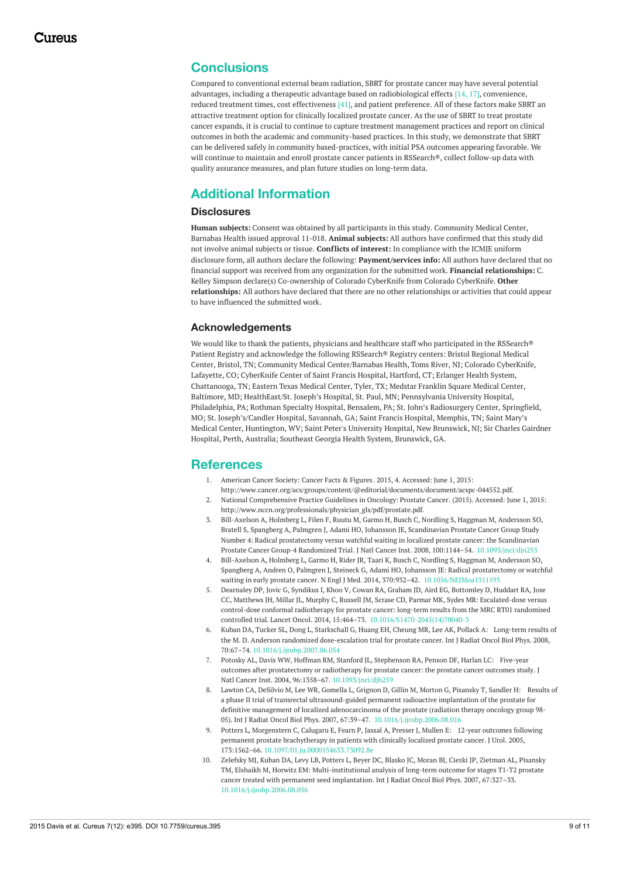## Conclusions

Compared to conventional external beam radiation, SBRT for prostate cancer may have several potential advantages, including a therapeutic advantage based on radiobiological effects [14, 17], convenience, reduced treatment times, cost effectiveness [41], and patient preference. All of these factors make SBRT an attractive treatment option for clinically localized prostate cancer. As the use of SBRT to treat prostate cancer expands, it is crucial to continue to capture treatment management practices and report on clinical outcomes in both the academic and community-based practices. In this study, we demonstrate that SBRT can be delivered safely in community based-practices, with initial PSA outcomes appearing favorable. We will continue to maintain and enroll prostate cancer patients in RSSearch®, collect follow-up data with quality assurance measures, and plan future studies on long-term data.

## Additional Information

### Disclosures

**Human subjects:** Consent was obtained by all participants in this study. Community Medical Center, Barnabas Health issued approval 11-018. **Animal subjects:** All authors have confirmed that this study did not involve animal subjects or tissue. **Conflicts of interest:** In compliance with the ICMJE uniform disclosure form, all authors declare the following: **Payment/services info:** All authors have declared that no financial support was received from any organization for the submitted work. **Financial relationships:** C. Kelley Simpson declare(s) Co-ownership of Colorado CyberKnife from Colorado CyberKnife. **Other relationships:** All authors have declared that there are no other relationships or activities that could appear to have influenced the submitted work.

### Acknowledgements

We would like to thank the patients, physicians and healthcare staff who participated in the RSSearch® Patient Registry and acknowledge the following RSSearch® Registry centers: Bristol Regional Medical Center, Bristol, TN; Community Medical Center/Barnabas Health, Toms River, NJ; Colorado CyberKnife, Lafayette, CO; CyberKnife Center of Saint Francis Hospital, Hartford, CT; Erlanger Health System, Chattanooga, TN; Eastern Texas Medical Center, Tyler, TX; Medstar Franklin Square Medical Center, Baltimore, MD; HealthEast/St. Joseph's Hospital, St. Paul, MN; Pennsylvania University Hospital, Philadelphia, PA; Rothman Specialty Hospital, Bensalem, PA; St. John's Radiosurgery Center, Springfield, MO; St. Joseph's/Candler Hospital, Savannah, GA; Saint Francis Hospital, Memphis, TN; Saint Mary's Medical Center, Huntington, WV; Saint Peter's University Hospital, New Brunswick, NJ; Sir Charles Gairdner Hospital, Perth, Australia; Southeast Georgia Health System, Brunswick, GA.

## References

1. American Cancer Society: Cancer Facts & Figures. 2015, 4. Accessed: June 1, 2015: http://www.cancer.org/acs/groups/content/@editorial/documents/document/acspc-044552.pdf.
2. National Comprehensive Practice Guidelines in Oncology: Prostate Cancer. (2015). Accessed: June 1, 2015: http://www.nccn.org/professionals/physician_gls/pdf/prostate.pdf.
3. Bill-Axelson A, Holmberg L, Filen F, Ruutu M, Garmo H, Busch C, Nordling S, Haggman M, Andersson SO, Bratell S, Spangberg A, Palmgren J, Adami HO, Johansson JE, Scandinavian Prostate Cancer Group Study Number 4: Radical prostatectomy versus watchful waiting in localized prostate cancer: the Scandinavian Prostate Cancer Group-4 Randomized Trial. J Natl Cancer Inst. 2008, 100:1144–54. 10.1093/jnci/djn255
4. Bill-Axelson A, Holmberg L, Garmo H, Rider JR, Taari K, Busch C, Nordling S, Haggman M, Andersson SO, Spangberg A, Andren O, Palmgren J, Steineck G, Adami HO, Johansson JE: Radical prostatectomy or watchful waiting in early prostate cancer. N Engl J Med. 2014, 370:932–42. 10.1056/NEJMoa1311593
5. Dearnaley DP, Jovic G, Syndikus I, Khoo V, Cowan RA, Graham JD, Aird EG, Bottomley D, Huddart RA, Jose CC, Matthews JH, Millar JL, Murphy C, Russell JM, Scrase CD, Parmar MK, Sydes MR: Escalated-dose versus control-dose conformal radiotherapy for prostate cancer: long-term results from the MRC RT01 randomised controlled trial. Lancet Oncol. 2014, 15:464–73. 10.1016/S1470-2045(14)70040-3
6. Kuban DA, Tucker SL, Dong L, Starkschall G, Huang EH, Cheung MR, Lee AK, Pollack A: Long-term results of the M. D. Anderson randomized dose-escalation trial for prostate cancer. Int J Radiat Oncol Biol Phys. 2008, 70:67–74. 10.1016/j.ijrobp.2007.06.054
7. Potosky AL, Davis WW, Hoffman RM, Stanford JL, Stephenson RA, Penson DF, Harlan LC: Five-year outcomes after prostatectomy or radiotherapy for prostate cancer: the prostate cancer outcomes study. J Natl Cancer Inst. 2004, 96:1358–67. 10.1093/jnci/djh259
8. Lawton CA, DeSilvio M, Lee WR, Gomella L, Grignon D, Gillin M, Morton G, Pisansky T, Sandler H: Results of a phase II trial of transrectal ultrasound-guided permanent radioactive implantation of the prostate for definitive management of localized adenocarcinoma of the prostate (radiation therapy oncology group 98-05). Int J Radiat Oncol Biol Phys. 2007, 67:39–47. 10.1016/j.ijrobp.2006.08.016
9. Potters L, Morgenstern C, Calugaru E, Fearn P, Jassal A, Presser J, Mullen E: 12-year outcomes following permanent prostate brachytherapy in patients with clinically localized prostate cancer. J Urol. 2005, 173:1562–66. 10.1097/01.ju.0000154633.73092.8e
10. Zelefsky MJ, Kuban DA, Levy LB, Potters L, Beyer DC, Blasko JC, Moran BJ, Ciezki JP, Zietman AL, Pisansky TM, Elshaikh M, Horwitz EM: Multi-institutional analysis of long-term outcome for stages T1-T2 prostate cancer treated with permanent seed implantation. Int J Radiat Oncol Biol Phys. 2007, 67:327–33. 10.1016/j.ijrobp.2006.08.056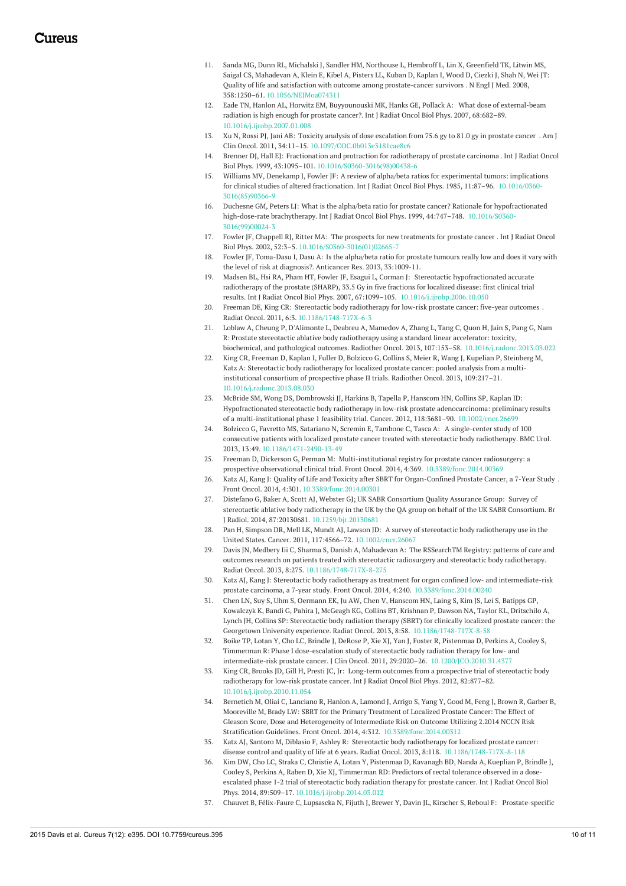11. Sanda MG, Dunn RL, Michalski J, Sandler HM, Northouse L, Hembroff L, Lin X, Greenfield TK, Litwin MS, Saigal CS, Mahadevan A, Klein E, Kibel A, Pisters LL, Kuban D, Kaplan I, Wood D, Ciezki J, Shah N, Wei JT: Quality of life and satisfaction with outcome among prostate-cancer survivors . N Engl J Med. 2008, 358:1250–61. 10.1056/NEJMoa074311
12. Eade TN, Hanlon AL, Horwitz EM, Buyyounouski MK, Hanks GE, Pollack A: What dose of external-beam radiation is high enough for prostate cancer?. Int J Radiat Oncol Biol Phys. 2007, 68:682–89. 10.1016/j.ijrobp.2007.01.008
13. Xu N, Rossi PJ, Jani AB: Toxicity analysis of dose escalation from 75.6 gy to 81.0 gy in prostate cancer . Am J Clin Oncol. 2011, 34:11–15. 10.1097/COC.0b013e3181cae8c6
14. Brenner DJ, Hall EJ: Fractionation and protraction for radiotherapy of prostate carcinoma . Int J Radiat Oncol Biol Phys. 1999, 43:1095–101. 10.1016/S0360-3016(98)00438-6
15. Williams MV, Denekamp J, Fowler JF: A review of alpha/beta ratios for experimental tumors: implications for clinical studies of altered fractionation. Int J Radiat Oncol Biol Phys. 1985, 11:87–96. 10.1016/0360-3016(85)90366-9
16. Duchesne GM, Peters LJ: What is the alpha/beta ratio for prostate cancer? Rationale for hypofractionated high-dose-rate brachytherapy. Int J Radiat Oncol Biol Phys. 1999, 44:747–748. 10.1016/S0360-3016(99)00024-3
17. Fowler JF, Chappell RJ, Ritter MA: The prospects for new treatments for prostate cancer . Int J Radiat Oncol Biol Phys. 2002, 52:3–5. 10.1016/S0360-3016(01)02665-7
18. Fowler JF, Toma-Dasu I, Dasu A: Is the alpha/beta ratio for prostate tumours really low and does it vary with the level of risk at diagnosis?. Anticancer Res. 2013, 33:1009-11.
19. Madsen BL, Hsi RA, Pham HT, Fowler JF, Esagui L, Corman J: Stereotactic hypofractionated accurate radiotherapy of the prostate (SHARP), 33.5 Gy in five fractions for localized disease: first clinical trial results. Int J Radiat Oncol Biol Phys. 2007, 67:1099–105. 10.1016/j.ijrobp.2006.10.050
20. Freeman DE, King CR: Stereotactic body radiotherapy for low-risk prostate cancer: five-year outcomes . Radiat Oncol. 2011, 6:3. 10.1186/1748-717X-6-3
21. Loblaw A, Cheung P, D'Alimonte L, Deabreu A, Mamedov A, Zhang L, Tang C, Quon H, Jain S, Pang G, Nam R: Prostate stereotactic ablative body radiotherapy using a standard linear accelerator: toxicity, biochemical, and pathological outcomes. Radiother Oncol. 2013, 107:153–58. 10.1016/j.radonc.2013.03.022
22. King CR, Freeman D, Kaplan I, Fuller D, Bolzicco G, Collins S, Meier R, Wang J, Kupelian P, Steinberg M, Katz A: Stereotactic body radiotherapy for localized prostate cancer: pooled analysis from a multi-institutional consortium of prospective phase II trials. Radiother Oncol. 2013, 109:217–21. 10.1016/j.radonc.2013.08.030
23. McBride SM, Wong DS, Dombrowski JJ, Harkins B, Tapella P, Hanscom HN, Collins SP, Kaplan ID: Hypofractionated stereotactic body radiotherapy in low-risk prostate adenocarcinoma: preliminary results of a multi-institutional phase 1 feasibility trial. Cancer. 2012, 118:3681–90. 10.1002/cncr.26699
24. Bolzicco G, Favretto MS, Satariano N, Scremin E, Tambone C, Tasca A: A single-center study of 100 consecutive patients with localized prostate cancer treated with stereotactic body radiotherapy. BMC Urol. 2013, 13:49. 10.1186/1471-2490-13-49
25. Freeman D, Dickerson G, Perman M: Multi-institutional registry for prostate cancer radiosurgery: a prospective observational clinical trial. Front Oncol. 2014, 4:369. 10.3389/fonc.2014.00369
26. Katz AJ, Kang J: Quality of Life and Toxicity after SBRT for Organ-Confined Prostate Cancer, a 7-Year Study . Front Oncol. 2014, 4:301. 10.3389/fonc.2014.00301
27. Distefano G, Baker A, Scott AJ, Webster GJ; UK SABR Consortium Quality Assurance Group: Survey of stereotactic ablative body radiotherapy in the UK by the QA group on behalf of the UK SABR Consortium. Br J Radiol. 2014, 87:20130681. 10.1259/bjr.20130681
28. Pan H, Simpson DR, Mell LK, Mundt AJ, Lawson JD: A survey of stereotactic body radiotherapy use in the United States. Cancer. 2011, 117:4566–72. 10.1002/cncr.26067
29. Davis JN, Medbery Iii C, Sharma S, Danish A, Mahadevan A: The RSSearchTM Registry: patterns of care and outcomes research on patients treated with stereotactic radiosurgery and stereotactic body radiotherapy. Radiat Oncol. 2013, 8:275. 10.1186/1748-717X-8-275
30. Katz AJ, Kang J: Stereotactic body radiotherapy as treatment for organ confined low- and intermediate-risk prostate carcinoma, a 7-year study. Front Oncol. 2014, 4:240. 10.3389/fonc.2014.00240
31. Chen LN, Suy S, Uhm S, Oermann EK, Ju AW, Chen V, Hanscom HN, Laing S, Kim JS, Lei S, Batipps GP, Kowalczyk K, Bandi G, Pahira J, McGeagh KG, Collins BT, Krishnan P, Dawson NA, Taylor KL, Dritschilo A, Lynch JH, Collins SP: Stereotactic body radiation therapy (SBRT) for clinically localized prostate cancer: the Georgetown University experience. Radiat Oncol. 2013, 8:58. 10.1186/1748-717X-8-58
32. Boike TP, Lotan Y, Cho LC, Brindle J, DeRose P, Xie XJ, Yan J, Foster R, Pistenmaa D, Perkins A, Cooley S, Timmerman R: Phase I dose-escalation study of stereotactic body radiation therapy for low- and intermediate-risk prostate cancer. J Clin Oncol. 2011, 29:2020–26. 10.1200/JCO.2010.31.4377
33. King CR, Brooks JD, Gill H, Presti JC, Jr: Long-term outcomes from a prospective trial of stereotactic body radiotherapy for low-risk prostate cancer. Int J Radiat Oncol Biol Phys. 2012, 82:877–82. 10.1016/j.ijrobp.2010.11.054
34. Bernetich M, Oliai C, Lanciano R, Hanlon A, Lamond J, Arrigo S, Yang Y, Good M, Feng J, Brown R, Garber B, Mooreville M, Brady LW: SBRT for the Primary Treatment of Localized Prostate Cancer: The Effect of Gleason Score, Dose and Heterogeneity of Intermediate Risk on Outcome Utilizing 2.2014 NCCN Risk Stratification Guidelines. Front Oncol. 2014, 4:312. 10.3389/fonc.2014.00312
35. Katz AJ, Santoro M, Diblasio F, Ashley R: Stereotactic body radiotherapy for localized prostate cancer: disease control and quality of life at 6 years. Radiat Oncol. 2013, 8:118. 10.1186/1748-717X-8-118
36. Kim DW, Cho LC, Straka C, Christie A, Lotan Y, Pistenmaa D, Kavanagh BD, Nanda A, Kueplian P, Brindle J, Cooley S, Perkins A, Raben D, Xie XJ, Timmerman RD: Predictors of rectal tolerance observed in a dose-escalated phase 1-2 trial of stereotactic body radiation therapy for prostate cancer. Int J Radiat Oncol Biol Phys. 2014, 89:509–17. 10.1016/j.ijrobp.2014.03.012
37. Chauvet B, Félix-Faure C, Lupsascka N, Fijuth J, Brewer Y, Davin JL, Kirscher S, Reboul F: Prostate-specific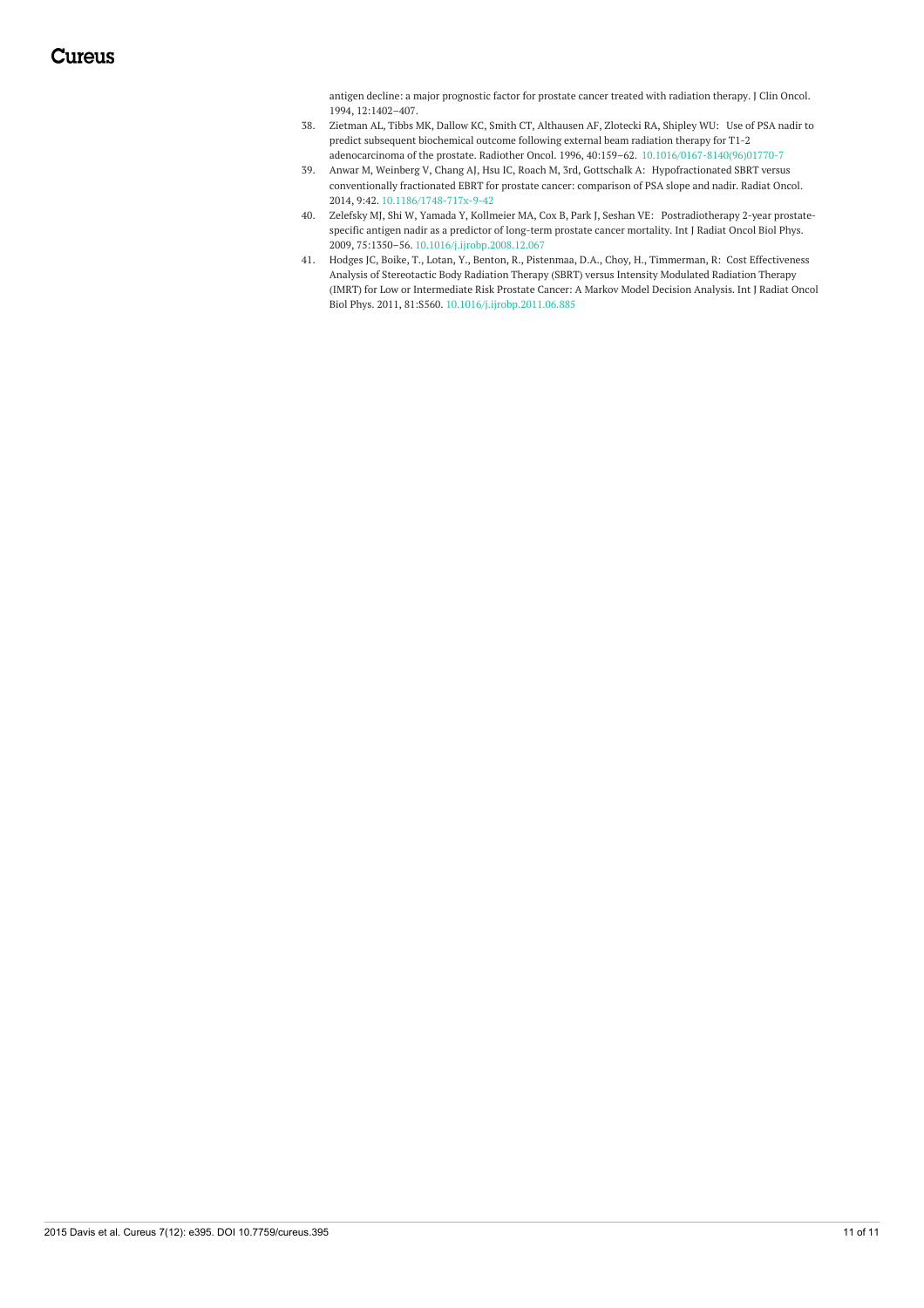antigen decline: a major prognostic factor for prostate cancer treated with radiation therapy. J Clin Oncol. 1994, 12:1402–407.

38. Zietman AL, Tibbs MK, Dallow KC, Smith CT, Althausen AF, Zlotecki RA, Shipley WU: Use of PSA nadir to predict subsequent biochemical outcome following external beam radiation therapy for T1-2 adenocarcinoma of the prostate. Radiother Oncol. 1996, 40:159–62. 10.1016/0167-8140(96)01770-7
39. Anwar M, Weinberg V, Chang AJ, Hsu IC, Roach M, 3rd, Gottschalk A: Hypofractionated SBRT versus conventionally fractionated EBRT for prostate cancer: comparison of PSA slope and nadir. Radiat Oncol. 2014, 9:42. 10.1186/1748-717x-9-42
40. Zelefsky MJ, Shi W, Yamada Y, Kollmeier MA, Cox B, Park J, Seshan VE: Postradiotherapy 2-year prostate-specific antigen nadir as a predictor of long-term prostate cancer mortality. Int J Radiat Oncol Biol Phys. 2009, 75:1350–56. 10.1016/j.ijrobp.2008.12.067
41. Hodges JC, Boike, T., Lotan, Y., Benton, R., Pistenmaa, D.A., Choy, H., Timmerman, R: Cost Effectiveness Analysis of Stereotactic Body Radiation Therapy (SBRT) versus Intensity Modulated Radiation Therapy (IMRT) for Low or Intermediate Risk Prostate Cancer: A Markov Model Decision Analysis. Int J Radiat Oncol Biol Phys. 2011, 81:S560. 10.1016/j.ijrobp.2011.06.885